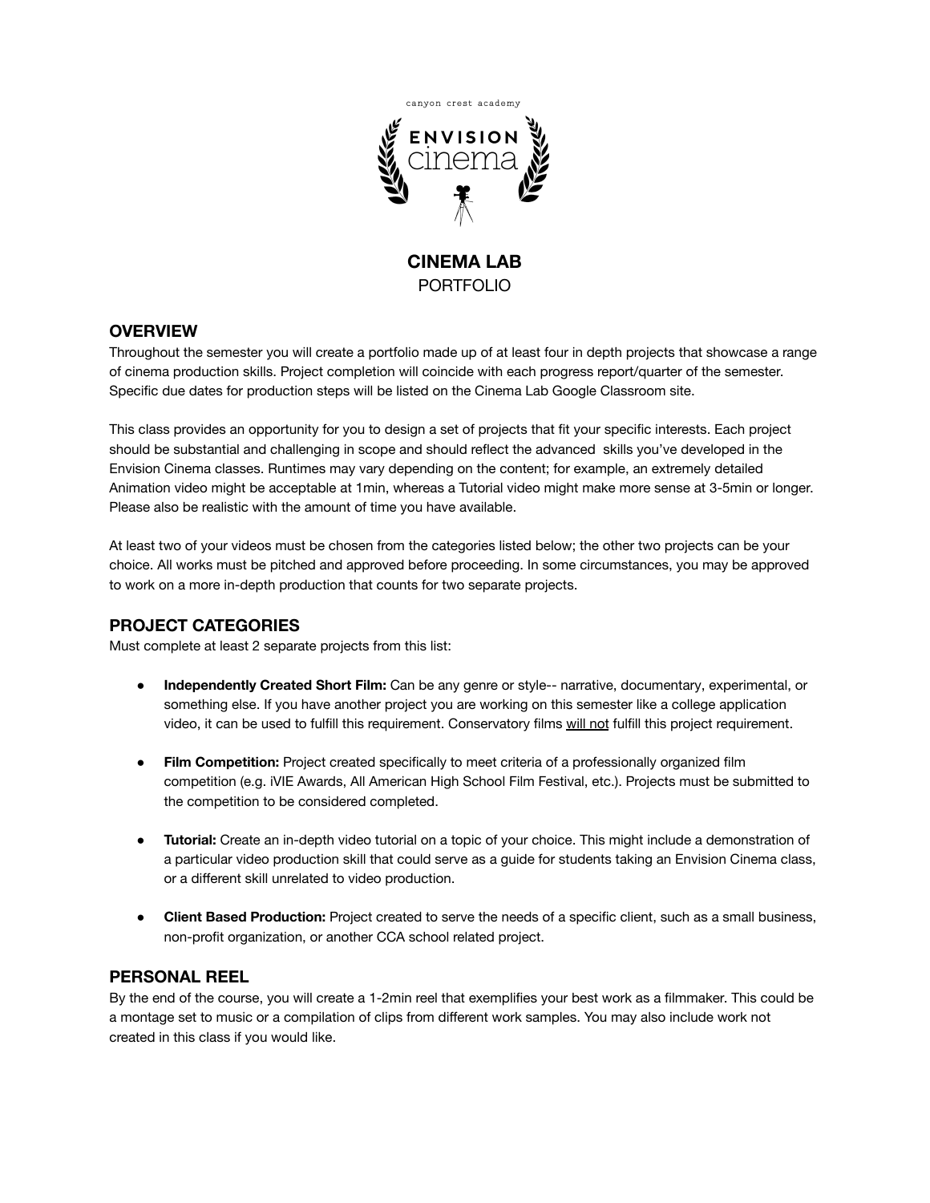canyon crest academy

ENVISION cinema

# CINEMA LAB

PORTFOLIO

## OVERVIEW

Throughout the semester you will create a portfolio made up of at least four in depth projects that showcase a range of cinema production skills. Project completion will coincide with each progress report/quarter of the semester. Specific due dates for production steps will be listed on the Cinema Lab Google Classroom site.

This class provides an opportunity for you to design a set of projects that fit your specific interests. Each project should be substantial and challenging in scope and should reflect the advanced skills you've developed in the Envision Cinema classes. Runtimes may vary depending on the content; for example, an extremely detailed Animation video might be acceptable at 1min, whereas a Tutorial video might make more sense at 3-5min or longer. Please also be realistic with the amount of time you have available.

At least two of your videos must be chosen from the categories listed below; the other two projects can be your choice. All works must be pitched and approved before proceeding. In some circumstances, you may be approved to work on a more in-depth production that counts for two separate projects.

## PROJECT CATEGORIES

Must complete at least 2 separate projects from this list:

- **Independently Created Short Film:** Can be any genre or style-- narrative, documentary, experimental, or something else. If you have another project you are working on this semester like a college application video, it can be used to fulfill this requirement. Conservatory films <u>will not</u> fulfill this project requirement.
- **Film Competition:** Project created specifically to meet criteria of a professionally organized film competition (e.g. iVIE Awards, All American High School Film Festival, etc.). Projects must be submitted to the competition to be considered completed.
- **Tutorial:** Create an in-depth video tutorial on a topic of your choice. This might include a demonstration of a particular video production skill that could serve as a guide for students taking an Envision Cinema class, or a different skill unrelated to video production.
- **Client Based Production:** Project created to serve the needs of a specific client, such as a small business, non-profit organization, or another CCA school related project.

## PERSONAL REEL

By the end of the course, you will create a 1-2min reel that exemplifies your best work as a filmmaker. This could be a montage set to music or a compilation of clips from different work samples. You may also include work not created in this class if you would like.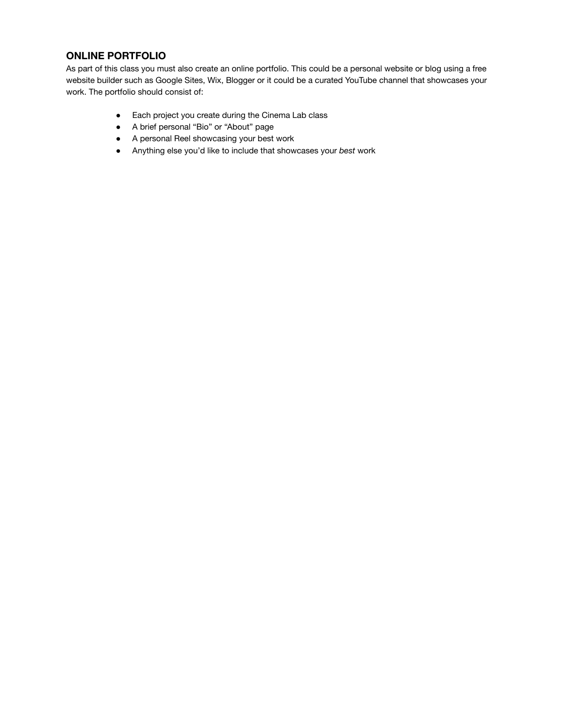## ONLINE PORTFOLIO

As part of this class you must also create an online portfolio. This could be a personal website or blog using a free website builder such as Google Sites, Wix, Blogger or it could be a curated YouTube channel that showcases your work. The portfolio should consist of:

- Each project you create during the Cinema Lab class
- A brief personal “Bio” or “About” page
- A personal Reel showcasing your best work
- Anything else you’d like to include that showcases your *best* work